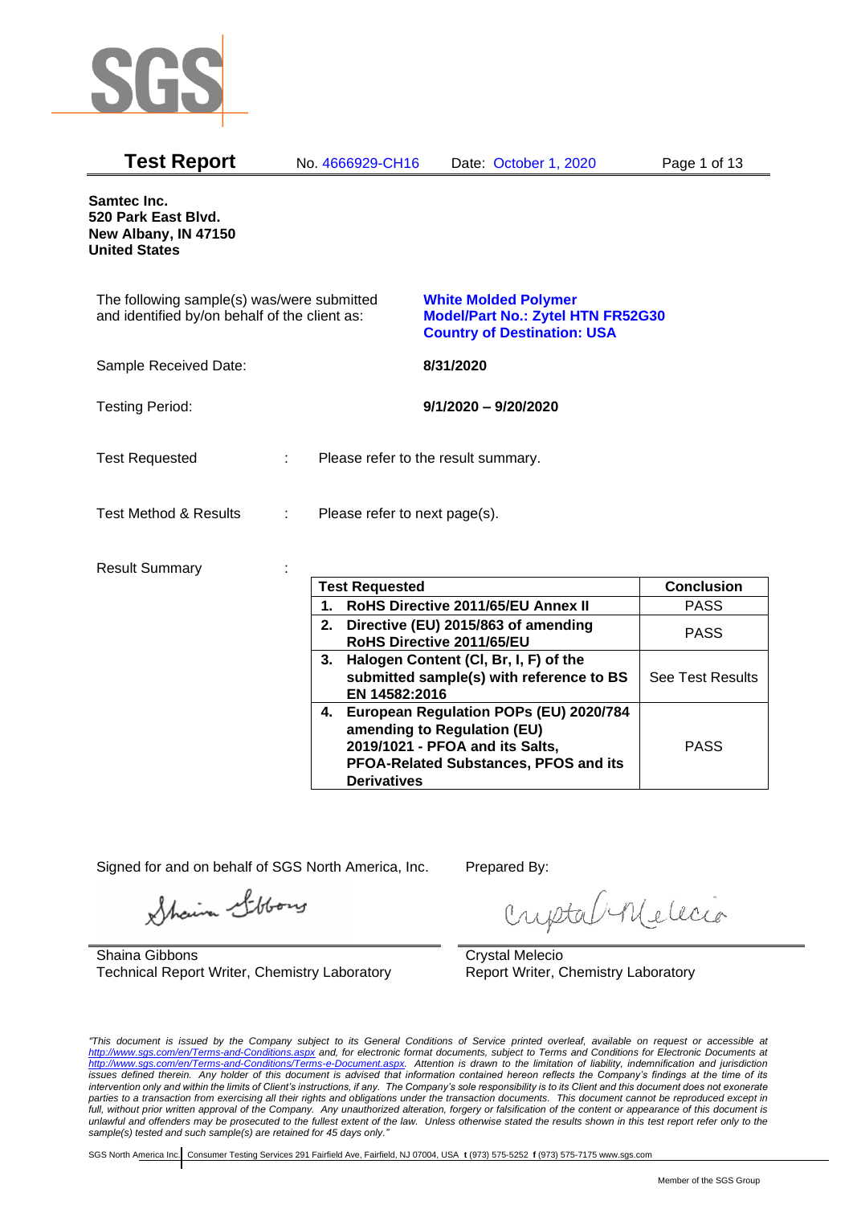# Test Report

No. 4666929-CH16 Date: October 1, 2020

**Samtec Inc.**
**520 Park East Blvd.**
**New Albany, IN 47150**
**United States**

The following sample(s) was/were submitted and identified by/on behalf of the client as:

**White Molded Polymer**
**Model/Part No.: Zytel HTN FR52G30**
**Country of Destination: USA**

Sample Received Date: **8/31/2020**

Testing Period: **9/1/2020 – 9/20/2020**

Test Requested : Please refer to the result summary.

Test Method & Results : Please refer to next page(s).

Result Summary :

| Test Requested | Conclusion |
|---|---|
| **1. RoHS Directive 2011/65/EU Annex II** | PASS |
| **2. Directive (EU) 2015/863 of amending RoHS Directive 2011/65/EU** | PASS |
| **3. Halogen Content (Cl, Br, I, F) of the submitted sample(s) with reference to BS EN 14582:2016** | See Test Results |
| **4. European Regulation POPs (EU) 2020/784 amending to Regulation (EU) 2019/1021 - PFOA and its Salts, PFOA-Related Substances, PFOS and its Derivatives** | PASS |

Signed for and on behalf of SGS North America, Inc.

Shaina Gibbons
Technical Report Writer, Chemistry Laboratory

Prepared By:

Crystal Melecio
Report Writer, Chemistry Laboratory

*"This document is issued by the Company subject to its General Conditions of Service printed overleaf, available on request or accessible at http://www.sgs.com/en/Terms-and-Conditions.aspx and, for electronic format documents, subject to Terms and Conditions for Electronic Documents at http://www.sgs.com/en/Terms-and-Conditions/Terms-e-Document.aspx. Attention is drawn to the limitation of liability, indemnification and jurisdiction issues defined therein. Any holder of this document is advised that information contained hereon reflects the Company's findings at the time of its intervention only and within the limits of Client's instructions, if any. The Company's sole responsibility is to its Client and this document does not exonerate parties to a transaction from exercising all their rights and obligations under the transaction documents. This document cannot be reproduced except in full, without prior written approval of the Company. Any unauthorized alteration, forgery or falsification of the content or appearance of this document is unlawful and offenders may be prosecuted to the fullest extent of the law. Unless otherwise stated the results shown in this test report refer only to the sample(s) tested and such sample(s) are retained for 45 days only."*

SGS North America Inc. | Consumer Testing Services 291 Fairfield Ave, Fairfield, NJ 07004, USA **t** (973) 575-5252 **f** (973) 575-7175 www.sgs.com

Member of the SGS Group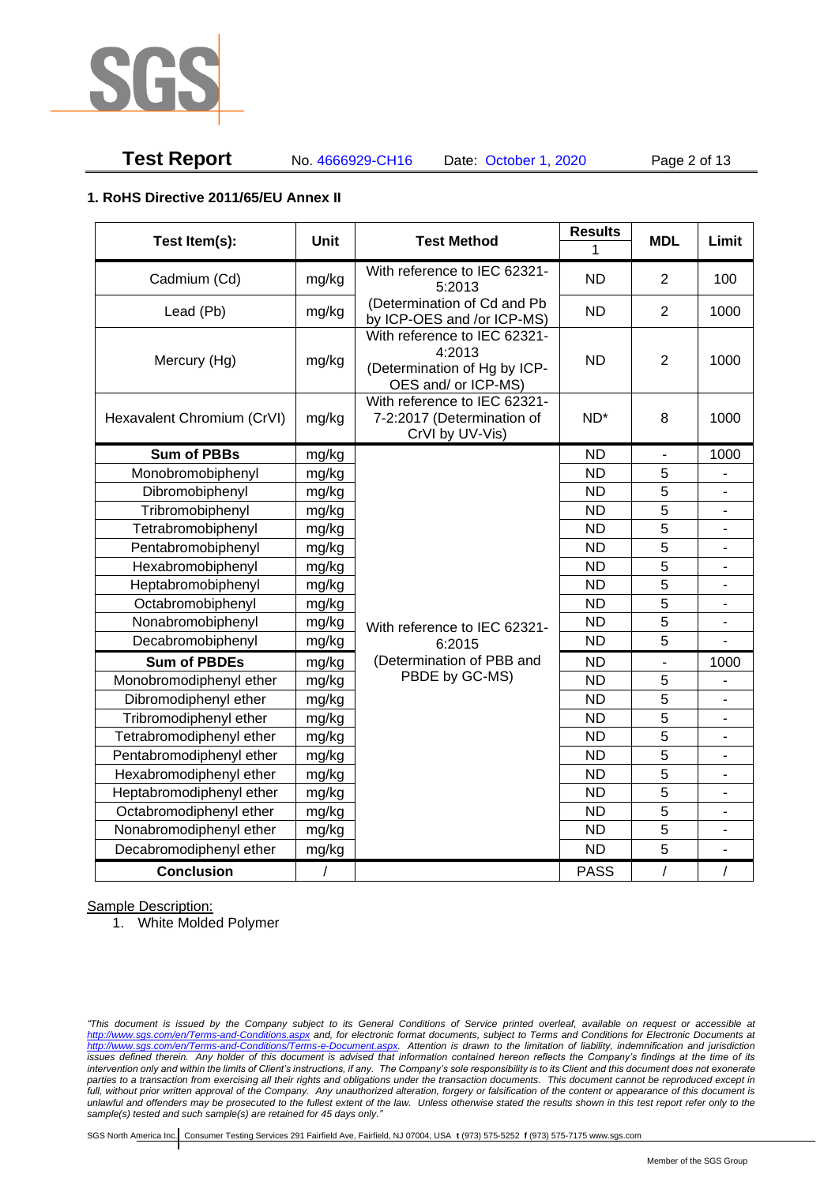## 1. RoHS Directive 2011/65/EU Annex II

| Test Item(s): | Unit | Test Method | Results 1 | MDL | Limit |
|---|---|---|---|---|---|
| Cadmium (Cd) | mg/kg | With reference to IEC 62321-5:2013 (Determination of Cd and Pb by ICP-OES and /or ICP-MS) | ND | 2 | 100 |
| Lead (Pb) | mg/kg | | ND | 2 | 1000 |
| Mercury (Hg) | mg/kg | With reference to IEC 62321-4:2013 (Determination of Hg by ICP-OES and/ or ICP-MS) | ND | 2 | 1000 |
| Hexavalent Chromium (CrVI) | mg/kg | With reference to IEC 62321-7-2:2017 (Determination of CrVI by UV-Vis) | ND* | 8 | 1000 |
| **Sum of PBBs** | mg/kg | With reference to IEC 62321-6:2015 (Determination of PBB and PBDE by GC-MS) | ND | - | 1000 |
| Monobromobiphenyl | mg/kg | | ND | 5 | - |
| Dibromobiphenyl | mg/kg | | ND | 5 | - |
| Tribromobiphenyl | mg/kg | | ND | 5 | - |
| Tetrabromobiphenyl | mg/kg | | ND | 5 | - |
| Pentabromobiphenyl | mg/kg | | ND | 5 | - |
| Hexabromobiphenyl | mg/kg | | ND | 5 | - |
| Heptabromobiphenyl | mg/kg | | ND | 5 | - |
| Octabromobiphenyl | mg/kg | | ND | 5 | - |
| Nonabromobiphenyl | mg/kg | | ND | 5 | - |
| Decabromobiphenyl | mg/kg | | ND | 5 | - |
| **Sum of PBDEs** | mg/kg | | ND | - | 1000 |
| Monobromodiphenyl ether | mg/kg | | ND | 5 | - |
| Dibromodiphenyl ether | mg/kg | | ND | 5 | - |
| Tribromodiphenyl ether | mg/kg | | ND | 5 | - |
| Tetrabromodiphenyl ether | mg/kg | | ND | 5 | - |
| Pentabromodiphenyl ether | mg/kg | | ND | 5 | - |
| Hexabromodiphenyl ether | mg/kg | | ND | 5 | - |
| Heptabromodiphenyl ether | mg/kg | | ND | 5 | - |
| Octabromodiphenyl ether | mg/kg | | ND | 5 | - |
| Nonabromodiphenyl ether | mg/kg | | ND | 5 | - |
| Decabromodiphenyl ether | mg/kg | | ND | 5 | - |
| **Conclusion** | / | | PASS | / | / |

Sample Description:

1. White Molded Polymer

*"This document is issued by the Company subject to its General Conditions of Service printed overleaf, available on request or accessible at http://www.sgs.com/en/Terms-and-Conditions.aspx and, for electronic format documents, subject to Terms and Conditions for Electronic Documents at http://www.sgs.com/en/Terms-and-Conditions/Terms-e-Document.aspx. Attention is drawn to the limitation of liability, indemnification and jurisdiction issues defined therein. Any holder of this document is advised that information contained hereon reflects the Company's findings at the time of its intervention only and within the limits of Client's instructions, if any. The Company's sole responsibility is to its Client and this document does not exonerate parties to a transaction from exercising all their rights and obligations under the transaction documents. This document cannot be reproduced except in full, without prior written approval of the Company. Any unauthorized alteration, forgery or falsification of the content or appearance of this document is unlawful and offenders may be prosecuted to the fullest extent of the law. Unless otherwise stated the results shown in this test report refer only to the sample(s) tested and such sample(s) are retained for 45 days only."*

SGS North America Inc. Consumer Testing Services 291 Fairfield Ave, Fairfield, NJ 07004, USA t (973) 575-5252 f (973) 575-7175 www.sgs.com

Member of the SGS Group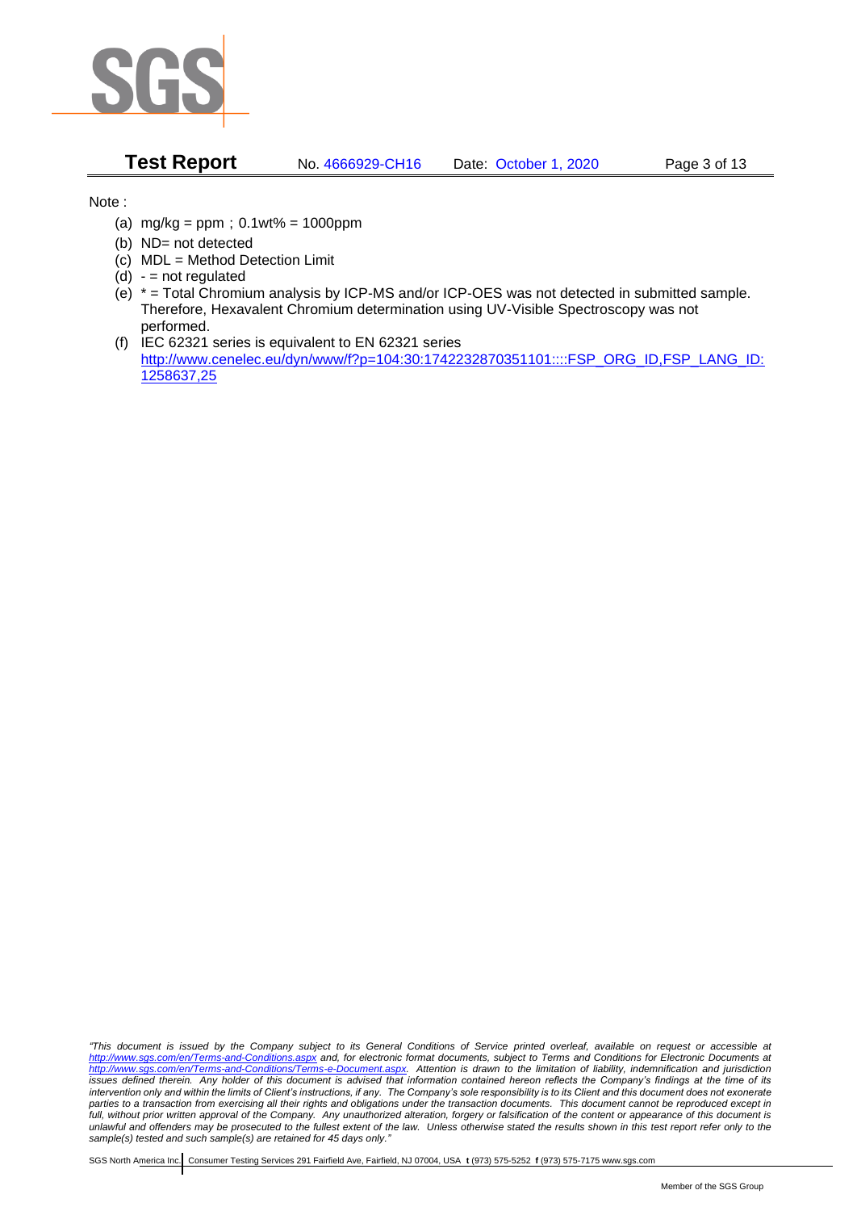Note :

(a) mg/kg = ppm ; 0.1wt% = 1000ppm
(b) ND= not detected
(c) MDL = Method Detection Limit
(d) - = not regulated
(e) * = Total Chromium analysis by ICP-MS and/or ICP-OES was not detected in submitted sample. Therefore, Hexavalent Chromium determination using UV-Visible Spectroscopy was not performed.
(f) IEC 62321 series is equivalent to EN 62321 series
http://www.cenelec.eu/dyn/www/f?p=104:30:1742232870351101::::FSP_ORG_ID,FSP_LANG_ID:1258637,25

*"This document is issued by the Company subject to its General Conditions of Service printed overleaf, available on request or accessible at http://www.sgs.com/en/Terms-and-Conditions.aspx and, for electronic format documents, subject to Terms and Conditions for Electronic Documents at http://www.sgs.com/en/Terms-and-Conditions/Terms-e-Document.aspx. Attention is drawn to the limitation of liability, indemnification and jurisdiction issues defined therein. Any holder of this document is advised that information contained hereon reflects the Company's findings at the time of its intervention only and within the limits of Client's instructions, if any. The Company's sole responsibility is to its Client and this document does not exonerate parties to a transaction from exercising all their rights and obligations under the transaction documents. This document cannot be reproduced except in full, without prior written approval of the Company. Any unauthorized alteration, forgery or falsification of the content or appearance of this document is unlawful and offenders may be prosecuted to the fullest extent of the law. Unless otherwise stated the results shown in this test report refer only to the sample(s) tested and such sample(s) are retained for 45 days only."*

SGS North America Inc. Consumer Testing Services 291 Fairfield Ave, Fairfield, NJ 07004, USA **t** (973) 575-5252 **f** (973) 575-7175 www.sgs.com

Member of the SGS Group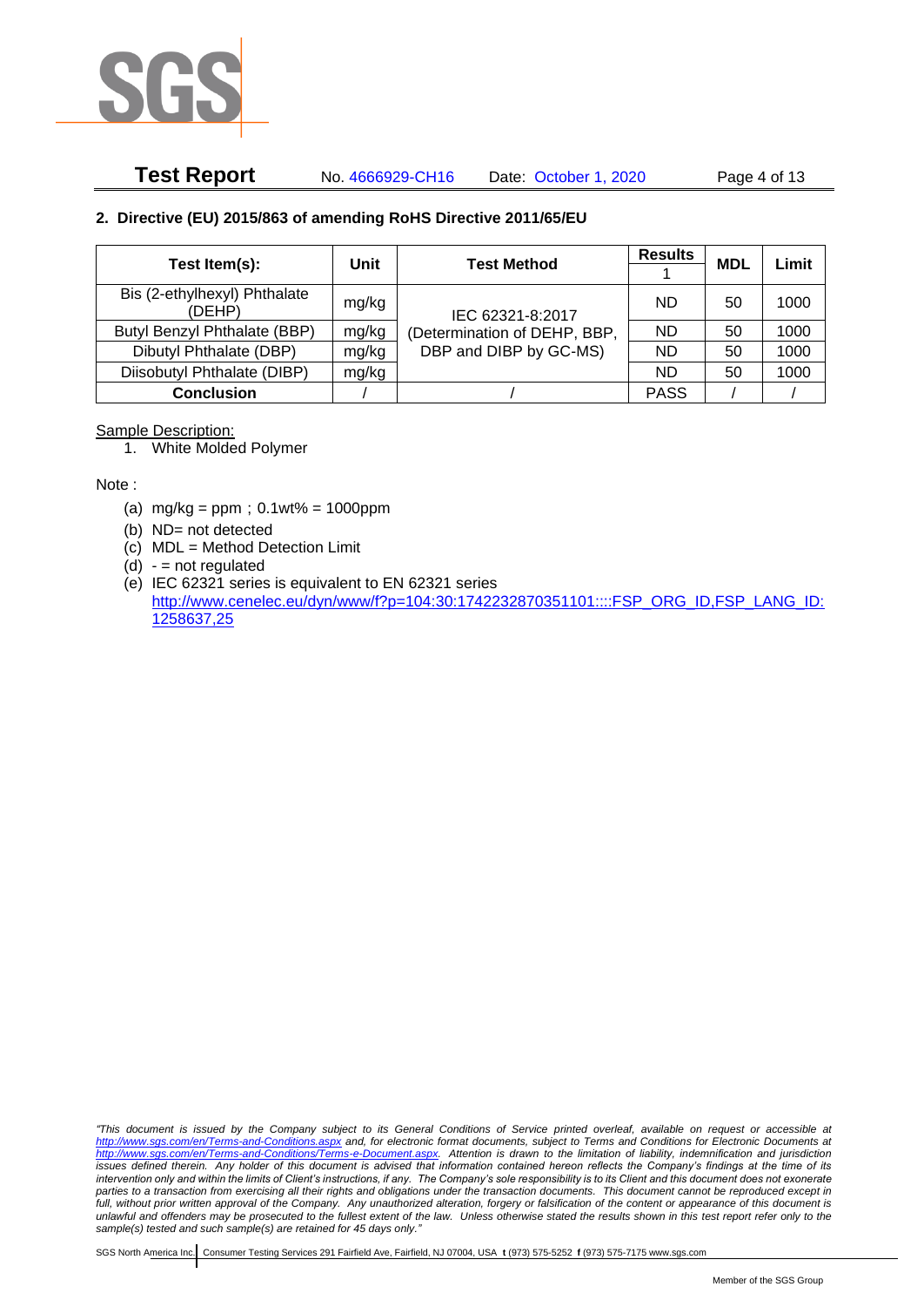## 2. Directive (EU) 2015/863 of amending RoHS Directive 2011/65/EU

| Test Item(s): | Unit | Test Method | Results | MDL | Limit |
|---|---|---|---|---|---|
| | | | 1 | | |
| Bis (2-ethylhexyl) Phthalate (DEHP) | mg/kg | IEC 62321-8:2017 (Determination of DEHP, BBP, DBP and DIBP by GC-MS) | ND | 50 | 1000 |
| Butyl Benzyl Phthalate (BBP) | mg/kg | | ND | 50 | 1000 |
| Dibutyl Phthalate (DBP) | mg/kg | | ND | 50 | 1000 |
| Diisobutyl Phthalate (DIBP) | mg/kg | | ND | 50 | 1000 |
| **Conclusion** | / | / | PASS | / | / |

Sample Description:

1. White Molded Polymer

Note :

(a) mg/kg = ppm；0.1wt% = 1000ppm
(b) ND= not detected
(c) MDL = Method Detection Limit
(d) - = not regulated
(e) IEC 62321 series is equivalent to EN 62321 series
http://www.cenelec.eu/dyn/www/f?p=104:30:1742232870351101::::FSP_ORG_ID,FSP_LANG_ID:1258637,25

*"This document is issued by the Company subject to its General Conditions of Service printed overleaf, available on request or accessible at http://www.sgs.com/en/Terms-and-Conditions.aspx and, for electronic format documents, subject to Terms and Conditions for Electronic Documents at http://www.sgs.com/en/Terms-and-Conditions/Terms-e-Document.aspx. Attention is drawn to the limitation of liability, indemnification and jurisdiction issues defined therein. Any holder of this document is advised that information contained hereon reflects the Company's findings at the time of its intervention only and within the limits of Client's instructions, if any. The Company's sole responsibility is to its Client and this document does not exonerate parties to a transaction from exercising all their rights and obligations under the transaction documents. This document cannot be reproduced except in full, without prior written approval of the Company. Any unauthorized alteration, forgery or falsification of the content or appearance of this document is unlawful and offenders may be prosecuted to the fullest extent of the law. Unless otherwise stated the results shown in this test report refer only to the sample(s) tested and such sample(s) are retained for 45 days only."*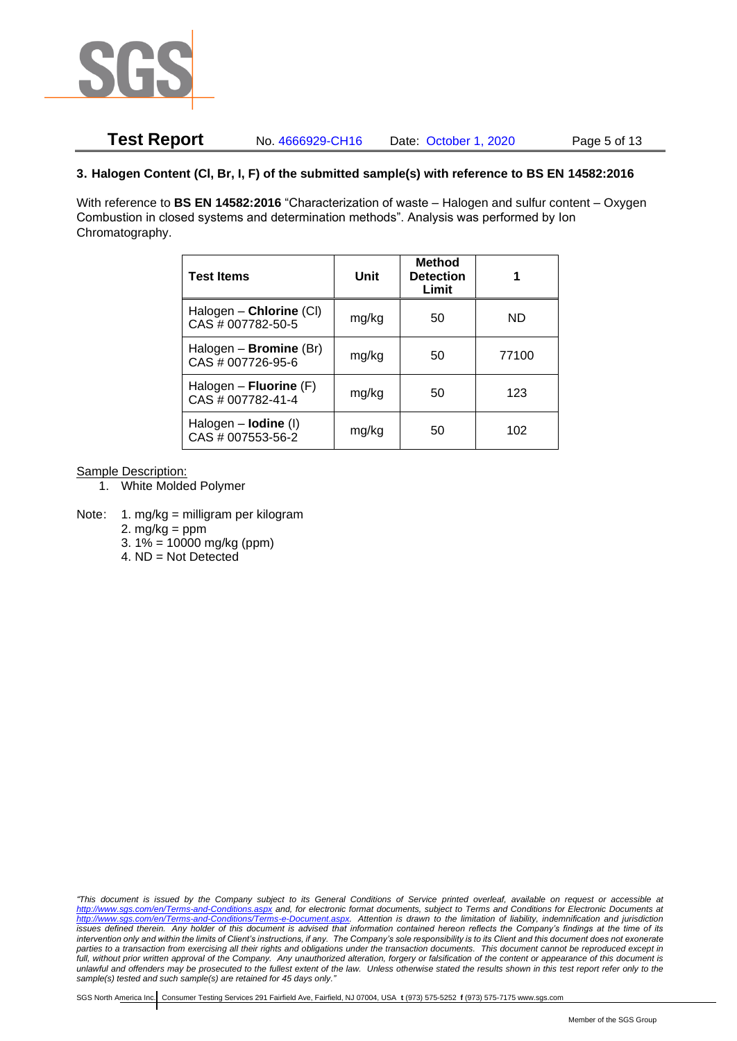### 3. Halogen Content (Cl, Br, I, F) of the submitted sample(s) with reference to BS EN 14582:2016

With reference to **BS EN 14582:2016** "Characterization of waste – Halogen and sulfur content – Oxygen Combustion in closed systems and determination methods". Analysis was performed by Ion Chromatography.

| Test Items | Unit | Method Detection Limit | 1 |
|---|---|---|---|
| Halogen – **Chlorine** (Cl) CAS # 007782-50-5 | mg/kg | 50 | ND |
| Halogen – **Bromine** (Br) CAS # 007726-95-6 | mg/kg | 50 | 77100 |
| Halogen – **Fluorine** (F) CAS # 007782-41-4 | mg/kg | 50 | 123 |
| Halogen – **Iodine** (I) CAS # 007553-56-2 | mg/kg | 50 | 102 |

Sample Description:

1. White Molded Polymer

Note:
1. mg/kg = milligram per kilogram
2. mg/kg = ppm
3. 1% = 10000 mg/kg (ppm)
4. ND = Not Detected

*"This document is issued by the Company subject to its General Conditions of Service printed overleaf, available on request or accessible at http://www.sgs.com/en/Terms-and-Conditions.aspx and, for electronic format documents, subject to Terms and Conditions for Electronic Documents at http://www.sgs.com/en/Terms-and-Conditions/Terms-e-Document.aspx. Attention is drawn to the limitation of liability, indemnification and jurisdiction issues defined therein. Any holder of this document is advised that information contained hereon reflects the Company's findings at the time of its intervention only and within the limits of Client's instructions, if any. The Company's sole responsibility is to its Client and this document does not exonerate parties to a transaction from exercising all their rights and obligations under the transaction documents. This document cannot be reproduced except in full, without prior approval of the Company. Any unauthorized alteration, forgery or falsification of the content or appearance of this document is unlawful and offenders may be prosecuted to the fullest extent of the law. Unless otherwise stated the results shown in this test report refer only to the sample(s) tested and such sample(s) are retained for 45 days only."*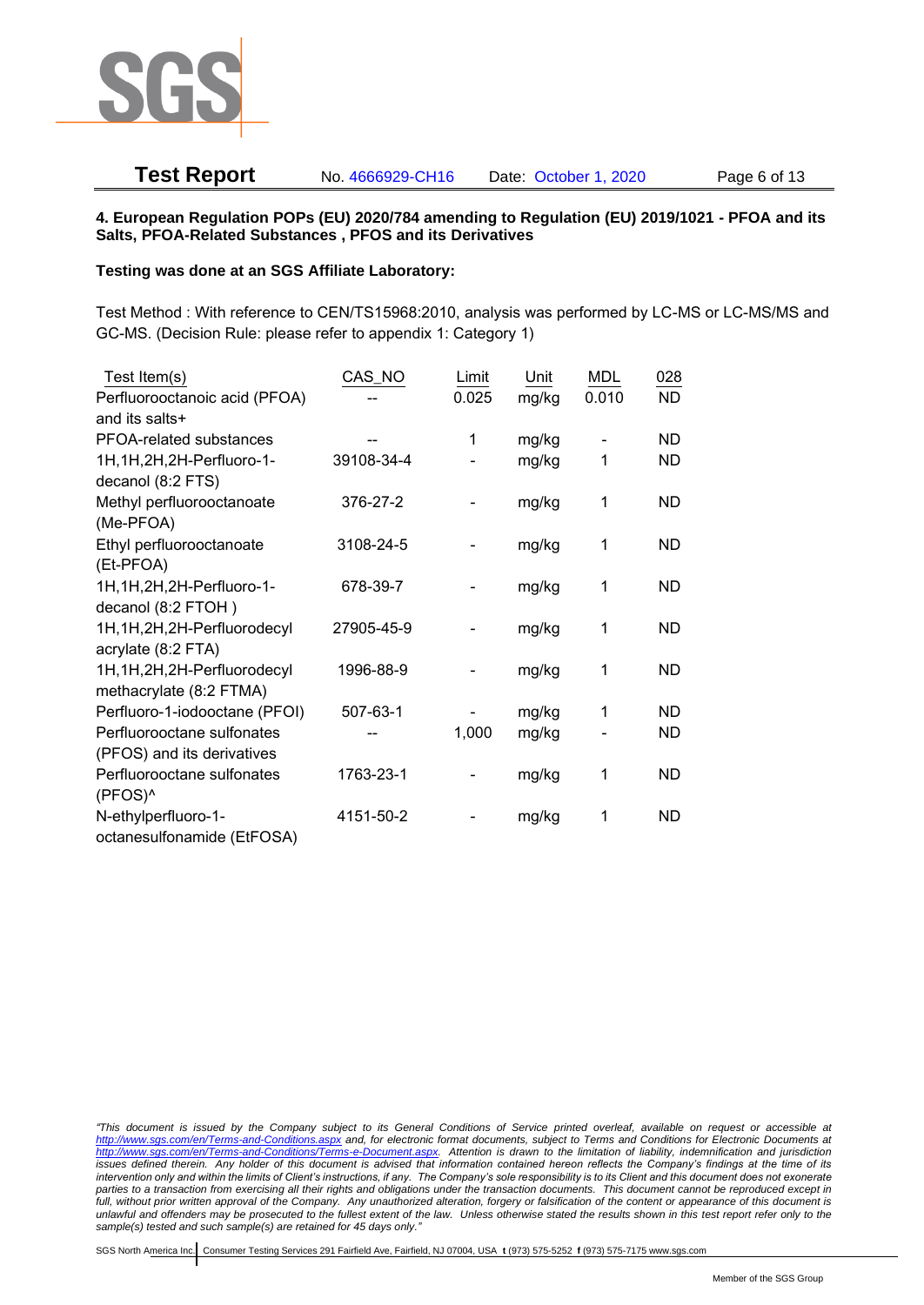**4. European Regulation POPs (EU) 2020/784 amending to Regulation (EU) 2019/1021 - PFOA and its Salts, PFOA-Related Substances , PFOS and its Derivatives**

**Testing was done at an SGS Affiliate Laboratory:**

Test Method : With reference to CEN/TS15968:2010, analysis was performed by LC-MS or LC-MS/MS and GC-MS. (Decision Rule: please refer to appendix 1: Category 1)

| Test Item(s) | CAS_NO | Limit | Unit | MDL | 028 |
|---|---|---|---|---|---|
| Perfluorooctanoic acid (PFOA) and its salts+ | -- | 0.025 | mg/kg | 0.010 | ND |
| PFOA-related substances | -- | 1 | mg/kg | - | ND |
| 1H,1H,2H,2H-Perfluoro-1-decanol (8:2 FTS) | 39108-34-4 | - | mg/kg | 1 | ND |
| Methyl perfluorooctanoate (Me-PFOA) | 376-27-2 | - | mg/kg | 1 | ND |
| Ethyl perfluorooctanoate (Et-PFOA) | 3108-24-5 | - | mg/kg | 1 | ND |
| 1H,1H,2H,2H-Perfluoro-1-decanol (8:2 FTOH ) | 678-39-7 | - | mg/kg | 1 | ND |
| 1H,1H,2H,2H-Perfluorodecyl acrylate (8:2 FTA) | 27905-45-9 | - | mg/kg | 1 | ND |
| 1H,1H,2H,2H-Perfluorodecyl methacrylate (8:2 FTMA) | 1996-88-9 | - | mg/kg | 1 | ND |
| Perfluoro-1-iodooctane (PFOI) | 507-63-1 | - | mg/kg | 1 | ND |
| Perfluorooctane sulfonates (PFOS) and its derivatives | -- | 1,000 | mg/kg | - | ND |
| Perfluorooctane sulfonates (PFOS)^ | 1763-23-1 | - | mg/kg | 1 | ND |
| N-ethylperfluoro-1-octanesulfonamide (EtFOSA) | 4151-50-2 | - | mg/kg | 1 | ND |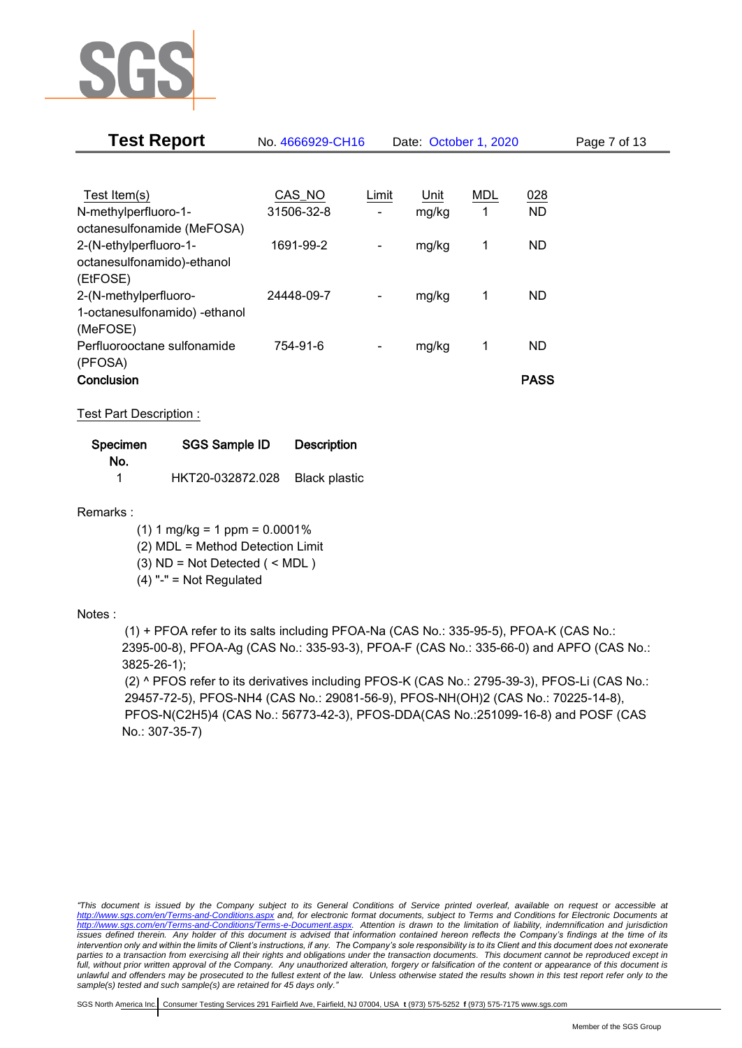| Test Item(s) | CAS_NO | Limit | Unit | MDL | 028 |
|---|---|---|---|---|---|
| N-methylperfluoro-1-octanesulfonamide (MeFOSA) | 31506-32-8 | - | mg/kg | 1 | ND |
| 2-(N-ethylperfluoro-1-octanesulfonamido)-ethanol (EtFOSE) | 1691-99-2 | - | mg/kg | 1 | ND |
| 2-(N-methylperfluoro-1-octanesulfonamido) -ethanol (MeFOSE) | 24448-09-7 | - | mg/kg | 1 | ND |
| Perfluorooctane sulfonamide (PFOSA) | 754-91-6 | - | mg/kg | 1 | ND |
| **Conclusion** | | | | | **PASS** |

Test Part Description :

| Specimen No. | SGS Sample ID | Description |
|---|---|---|
| 1 | HKT20-032872.028 | Black plastic |

Remarks :

(1) 1 mg/kg = 1 ppm = 0.0001%
(2) MDL = Method Detection Limit
(3) ND = Not Detected ( < MDL )
(4) "-" = Not Regulated

Notes :

(1) + PFOA refer to its salts including PFOA-Na (CAS No.: 335-95-5), PFOA-K (CAS No.: 2395-00-8), PFOA-Ag (CAS No.: 335-93-3), PFOA-F (CAS No.: 335-66-0) and APFO (CAS No.: 3825-26-1);

(2) ^ PFOS refer to its derivatives including PFOS-K (CAS No.: 2795-39-3), PFOS-Li (CAS No.: 29457-72-5), PFOS-NH4 (CAS No.: 29081-56-9), PFOS-NH(OH)2 (CAS No.: 70225-14-8), PFOS-N(C2H5)4 (CAS No.: 56773-42-3), PFOS-DDA(CAS No.:251099-16-8) and POSF (CAS No.: 307-35-7)

*"This document is issued by the Company subject to its General Conditions of Service printed overleaf, available on request or accessible at http://www.sgs.com/en/Terms-and-Conditions.aspx and, for electronic format documents, subject to Terms and Conditions for Electronic Documents at http://www.sgs.com/en/Terms-and-Conditions/Terms-e-Document.aspx. Attention is drawn to the limitation of liability, indemnification and jurisdiction issues defined therein. Any holder of this document is advised that information contained hereon reflects the Company's findings at the time of its intervention only and within the limits of Client's instructions, if any. The Company's sole responsibility is to its Client and this document does not exonerate parties to a transaction from exercising all their rights and obligations under the transaction documents. This document cannot be reproduced except in full, without prior written approval of the Company. Any unauthorized alteration, forgery or falsification of the content or appearance of this document is unlawful and offenders may be prosecuted to the fullest extent of the law. Unless otherwise stated the results shown in this test report refer only to the sample(s) tested and such sample(s) are retained for 45 days only."*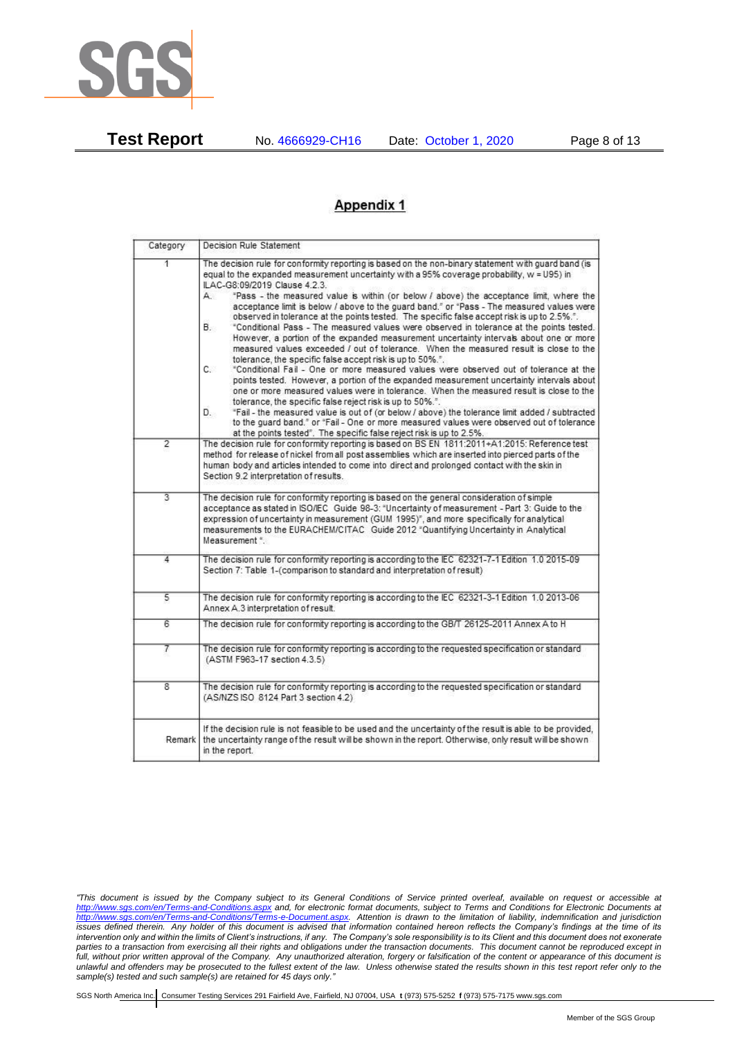## Appendix 1

| Category | Decision Rule Statement |
|---|---|
| 1 | The decision rule for conformity reporting is based on the non-binary statement with guard band (is equal to the expanded measurement uncertainty with a 95% coverage probability, w = U95) in ILAC-G8:09/2019 Clause 4.2.3.<br>A. "Pass - the measured value is within (or below / above) the acceptance limit, where the acceptance limit is below / above to the guard band." or "Pass - The measured values were observed in tolerance at the points tested. The specific false accept risk is up to 2.5%.".<br>B. "Conditional Pass - The measured values were observed in tolerance at the points tested. However, a portion of the expanded measurement uncertainty intervals about one or more measured values exceeded / out of tolerance. When the measured result is close to the tolerance, the specific false accept risk is up to 50%.".<br>C. "Conditional Fail - One or more measured values were observed out of tolerance at the points tested. However, a portion of the expanded measurement uncertainty intervals about one or more measured values were in tolerance. When the measured result is close to the tolerance, the specific false reject risk is up to 50%.".<br>D. "Fail - the measured value is out of (or below / above) the tolerance limit added / subtracted to the guard band." or "Fail - One or more measured values were observed out of tolerance at the points tested". The specific false reject risk is up to 2.5%. |
| 2 | The decision rule for conformity reporting is based on BS EN 1811:2011+A1:2015: Reference test method for release of nickel from all post assemblies which are inserted into pierced parts of the human body and articles intended to come into direct and prolonged contact with the skin in Section 9.2 interpretation of results. |
| 3 | The decision rule for conformity reporting is based on the general consideration of simple acceptance as stated in ISO/IEC Guide 98-3: "Uncertainty of measurement - Part 3: Guide to the expression of uncertainty in measurement (GUM 1995)", and more specifically for analytical measurements to the EURACHEM/CITAC Guide 2012 "Quantifying Uncertainty in Analytical Measurement ". |
| 4 | The decision rule for conformity reporting is according to the IEC 62321-7-1 Edition 1.0 2015-09 Section 7: Table 1-(comparison to standard and interpretation of result) |
| 5 | The decision rule for conformity reporting is according to the IEC 62321-3-1 Edition 1.0 2013-06 Annex A.3 interpretation of result. |
| 6 | The decision rule for conformity reporting is according to the GB/T 26125-2011 Annex A to H |
| 7 | The decision rule for conformity reporting is according to the requested specification or standard (ASTM F963-17 section 4.3.5) |
| 8 | The decision rule for conformity reporting is according to the requested specification or standard (AS/NZS ISO 8124 Part 3 section 4.2) |
| Remark | If the decision rule is not feasible to be used and the uncertainty of the result is able to be provided, the uncertainty range of the result will be shown in the report. Otherwise, only result will be shown in the report. |

*"This document is issued by the Company subject to its General Conditions of Service printed overleaf, available on request or accessible at http://www.sgs.com/en/Terms-and-Conditions.aspx and, for electronic format documents, subject to Terms and Conditions for Electronic Documents at http://www.sgs.com/en/Terms-and-Conditions/Terms-e-Document.aspx. Attention is drawn to the limitation of liability, indemnification and jurisdiction issues defined therein. Any holder of this document is advised that information contained hereon reflects the Company's findings at the time of its intervention only and within the limits of Client's instructions, if any. The Company's sole responsibility is to its Client and this document does not exonerate parties to a transaction from exercising all their rights and obligations under the transaction documents. This document cannot be reproduced except in full, without prior written approval of the Company. Any unauthorized alteration, forgery or falsification of the content or appearance of this document is unlawful and offenders may be prosecuted to the fullest extent of the law. Unless otherwise stated the results shown in this test report refer only to the sample(s) tested and such sample(s) are retained for 45 days only."*

SGS North America Inc. | Consumer Testing Services 291 Fairfield Ave, Fairfield, NJ 07004, USA t (973) 575-5252 f (973) 575-7175 www.sgs.com

Member of the SGS Group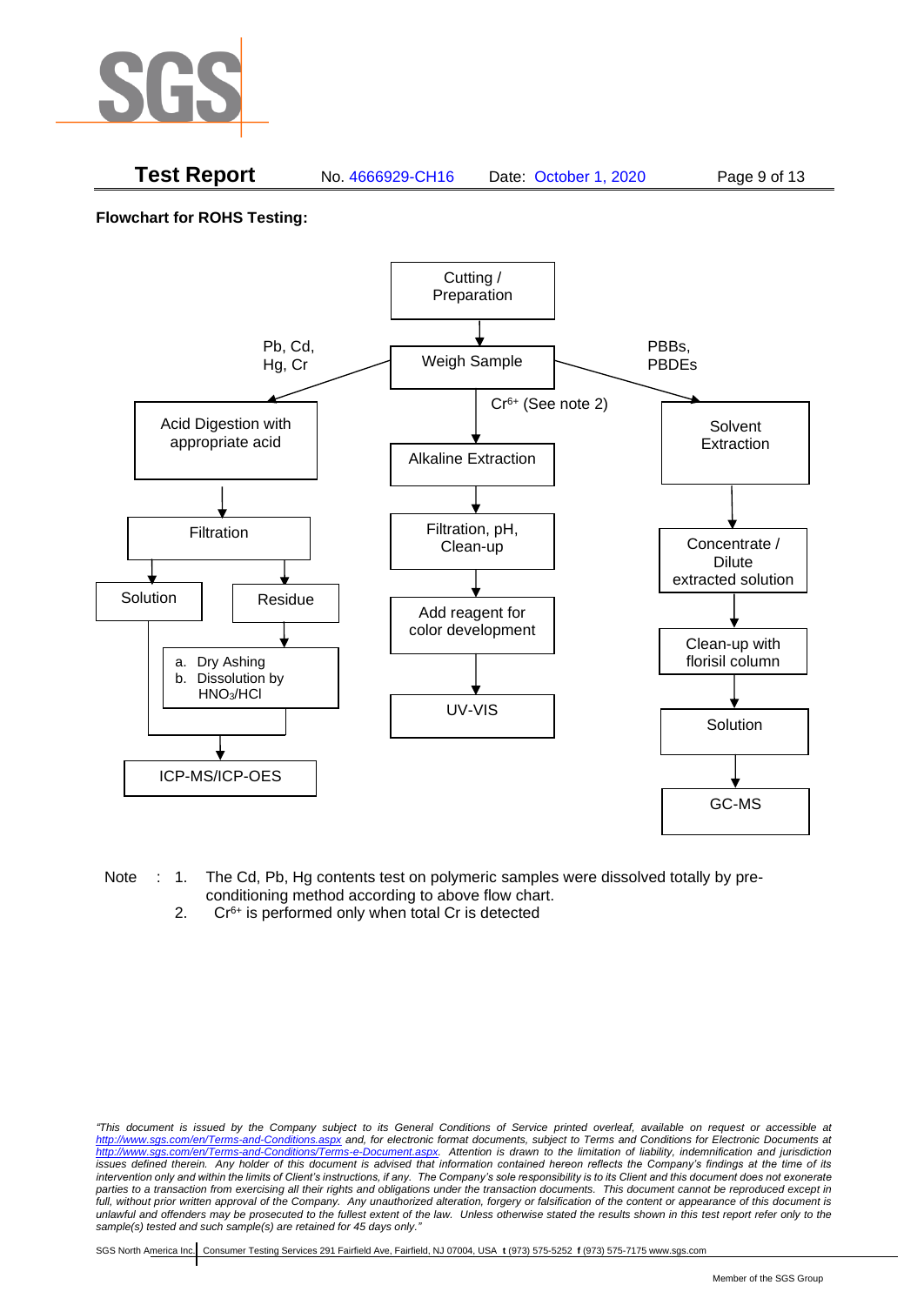**Flowchart for ROHS Testing:**

Cutting / Preparation → Weigh Sample

Pb, Cd, Hg, Cr:
Acid Digestion with appropriate acid → Filtration → Solution / Residue
Residue → a. Dry Ashing b. Dissolution by $HNO_3$/HCl
Solution and Residue → ICP-MS/ICP-OES

$Cr^{6+}$ (See note 2):
Alkaline Extraction → Filtration, pH, Clean-up → Add reagent for color development → UV-VIS

PBBs, PBDEs:
Solvent Extraction → Concentrate / Dilute extracted solution → Clean-up with florisil column → Solution → GC-MS

Note : 1. The Cd, Pb, Hg contents test on polymeric samples were dissolved totally by pre-conditioning method according to above flow chart.
2. $Cr^{6+}$ is performed only when total Cr is detected

*"This document is issued by the Company subject to its General Conditions of Service printed overleaf, available on request or accessible at http://www.sgs.com/en/Terms-and-Conditions.aspx and, for electronic format documents, subject to Terms and Conditions for Electronic Documents at http://www.sgs.com/en/Terms-and-Conditions/Terms-e-Document.aspx. Attention is drawn to the limitation of liability, indemnification and jurisdiction issues defined therein. Any holder of this document is advised that information contained hereon reflects the Company's findings at the time of its intervention only and within the limits of Client's instructions, if any. The Company's sole responsibility is to its Client and this document does not exonerate parties to a transaction from exercising all their rights and obligations under the transaction documents. This document cannot be reproduced except in full, without prior written approval of the Company. Any unauthorized alteration, forgery or falsification of the content or appearance of this document is unlawful and offenders may be prosecuted to the fullest extent of the law. Unless otherwise stated the results shown in this test report refer only to the sample(s) tested and such sample(s) are retained for 45 days only."*

SGS North America Inc. | Consumer Testing Services 291 Fairfield Ave, Fairfield, NJ 07004, USA **t** (973) 575-5252 **f** (973) 575-7175 www.sgs.com

Member of the SGS Group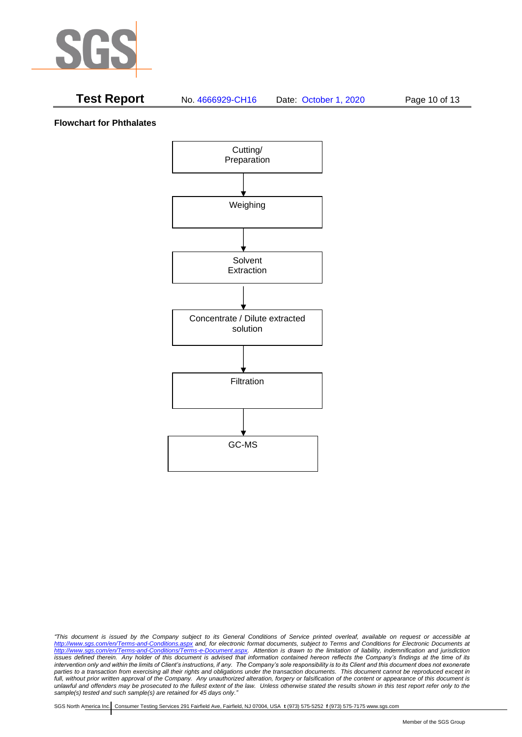**Flowchart for Phthalates**

Cutting/ Preparation

↓

Weighing

↓

Solvent Extraction

↓

Concentrate / Dilute extracted solution

↓

Filtration

↓

GC-MS

*"This document is issued by the Company subject to its General Conditions of Service printed overleaf, available on request or accessible at http://www.sgs.com/en/Terms-and-Conditions.aspx and, for electronic format documents, subject to Terms and Conditions for Electronic Documents at http://www.sgs.com/en/Terms-and-Conditions/Terms-e-Document.aspx. Attention is drawn to the limitation of liability, indemnification and jurisdiction issues defined therein. Any holder of this document is advised that information contained hereon reflects the Company's findings at the time of its intervention only and within the limits of Client's instructions, if any. The Company's sole responsibility is to its Client and this document does not exonerate parties to a transaction from exercising all their rights and obligations under the transaction documents. This document cannot be reproduced except in full, without prior written approval of the Company. Any unauthorized alteration, forgery or falsification of the content or appearance of this document is unlawful and offenders may be prosecuted to the fullest extent of the law. Unless otherwise stated the results shown in this test report refer only to the sample(s) tested and such sample(s) are retained for 45 days only."*

SGS North America Inc. | Consumer Testing Services 291 Fairfield Ave, Fairfield, NJ 07004, USA **t** (973) 575-5252 **f** (973) 575-7175 www.sgs.com

Member of the SGS Group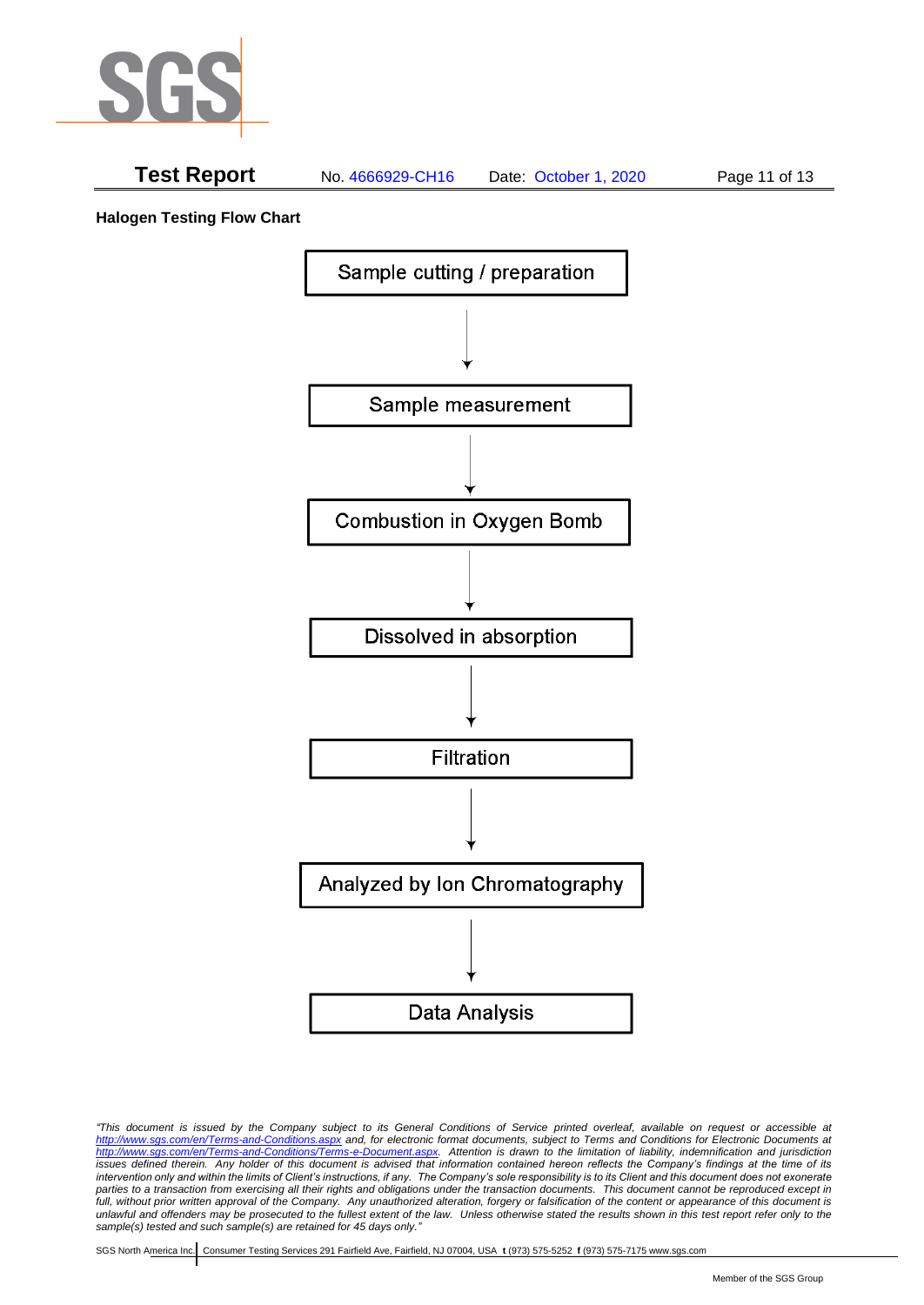**Halogen Testing Flow Chart**

Sample cutting / preparation

↓

Sample measurement

↓

Combustion in Oxygen Bomb

↓

Dissolved in absorption

↓

Filtration

↓

Analyzed by Ion Chromatography

↓

Data Analysis

*"This document is issued by the Company subject to its General Conditions of Service printed overleaf, available on request or accessible at http://www.sgs.com/en/Terms-and-Conditions.aspx and, for electronic format documents, subject to Terms and Conditions for Electronic Documents at http://www.sgs.com/en/Terms-and-Conditions/Terms-e-Document.aspx. Attention is drawn to the limitation of liability, indemnification and jurisdiction issues defined therein. Any holder of this document is advised that information contained hereon reflects the Company's findings at the time of its intervention only and within the limits of Client's instructions, if any. The Company's sole responsibility is to its Client and this document does not exonerate parties to a transaction from exercising all their rights and obligations under the transaction documents. This document cannot be reproduced except in full, without prior written approval of the Company. Any unauthorized alteration, forgery or falsification of the content or appearance of this document is unlawful and offenders may be prosecuted to the fullest extent of the law. Unless otherwise stated the results shown in this test report refer only to the sample(s) tested and such sample(s) are retained for 45 days only."*

SGS North America Inc. | Consumer Testing Services 291 Fairfield Ave, Fairfield, NJ 07004, USA **t** (973) 575-5252 **f** (973) 575-7175 www.sgs.com

Member of the SGS Group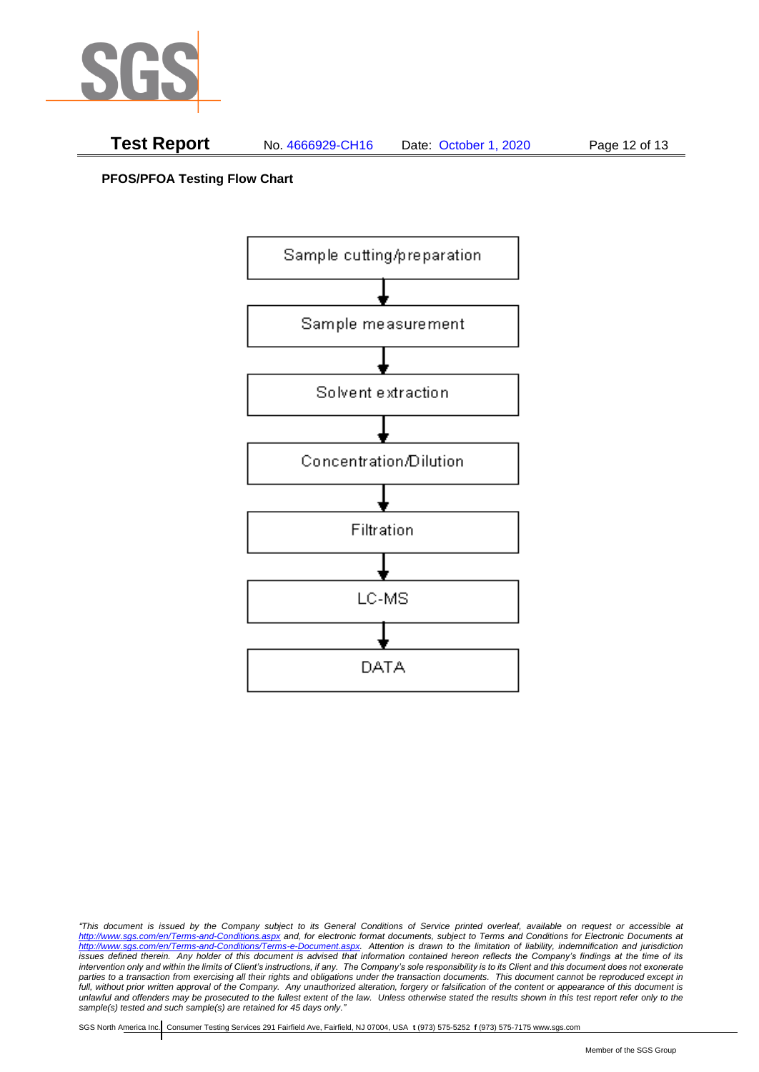**PFOS/PFOA Testing Flow Chart**

Sample cutting/preparation

↓

Sample measurement

↓

Solvent extraction

↓

Concentration/Dilution

↓

Filtration

↓

LC-MS

↓

DATA

*"This document is issued by the Company subject to its General Conditions of Service printed overleaf, available on request or accessible at http://www.sgs.com/en/Terms-and-Conditions.aspx and, for electronic format documents, subject to Terms and Conditions for Electronic Documents at http://www.sgs.com/en/Terms-and-Conditions/Terms-e-Document.aspx. Attention is drawn to the limitation of liability, indemnification and jurisdiction issues defined therein. Any holder of this document is advised that information contained hereon reflects the Company's findings at the time of its intervention only and within the limits of Client's instructions, if any. The Company's sole responsibility is to its Client and this document does not exonerate parties to a transaction from exercising all their rights and obligations under the transaction documents. This document cannot be reproduced except in full, without prior written approval of the Company. Any unauthorized alteration, forgery or falsification of the content or appearance of this document is unlawful and offenders may be prosecuted to the fullest extent of the law. Unless otherwise stated the results shown in this test report refer only to the sample(s) tested and such sample(s) are retained for 45 days only."*

SGS North America Inc. | Consumer Testing Services 291 Fairfield Ave, Fairfield, NJ 07004, USA **t** (973) 575-5252 **f** (973) 575-7175 www.sgs.com

Member of the SGS Group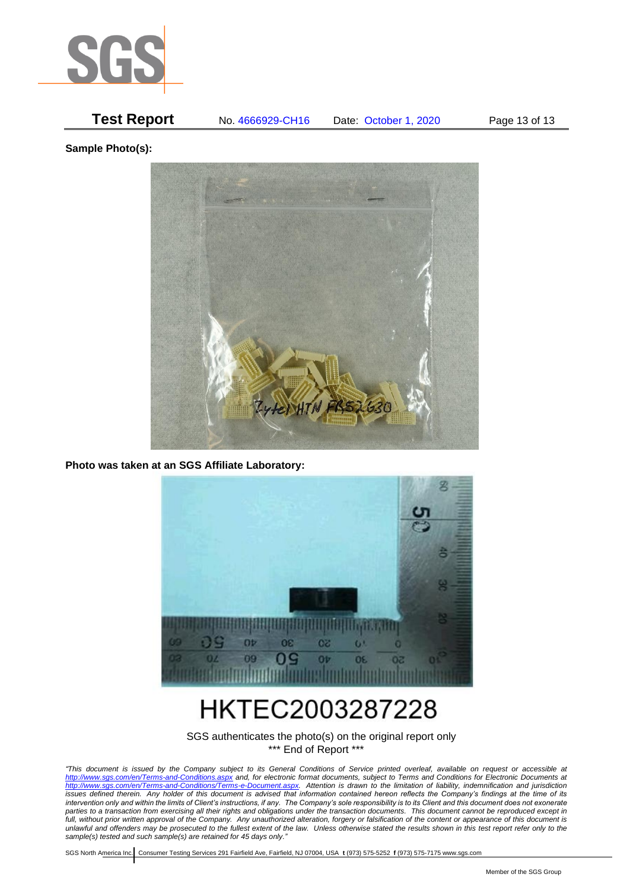**Sample Photo(s):**

**Photo was taken at an SGS Affiliate Laboratory:**

HKTEC2003287228

SGS authenticates the photo(s) on the original report only

\*\*\* End of Report \*\*\*

*"This document is issued by the Company subject to its General Conditions of Service printed overleaf, available on request or accessible at http://www.sgs.com/en/Terms-and-Conditions.aspx and, for electronic format documents, subject to Terms and Conditions for Electronic Documents at http://www.sgs.com/en/Terms-and-Conditions/Terms-e-Document.aspx. Attention is drawn to the limitation of liability, indemnification and jurisdiction issues defined therein. Any holder of this document is advised that information contained hereon reflects the Company's findings at the time of its intervention only and within the limits of Client's instructions, if any. The Company's sole responsibility is to its Client and this document does not exonerate parties to a transaction from exercising all their rights and obligations under the transaction documents. This document cannot be reproduced except in full, without prior written approval of the Company. Any unauthorized alteration, forgery or falsification of the content or appearance of this document is unlawful and offenders may be prosecuted to the fullest extent of the law. Unless otherwise stated the results shown in this test report refer only to the sample(s) tested and such sample(s) are retained for 45 days only."*

SGS North America Inc. | Consumer Testing Services 291 Fairfield Ave, Fairfield, NJ 07004, USA **t** (973) 575-5252 **f** (973) 575-7175 www.sgs.com

Member of the SGS Group